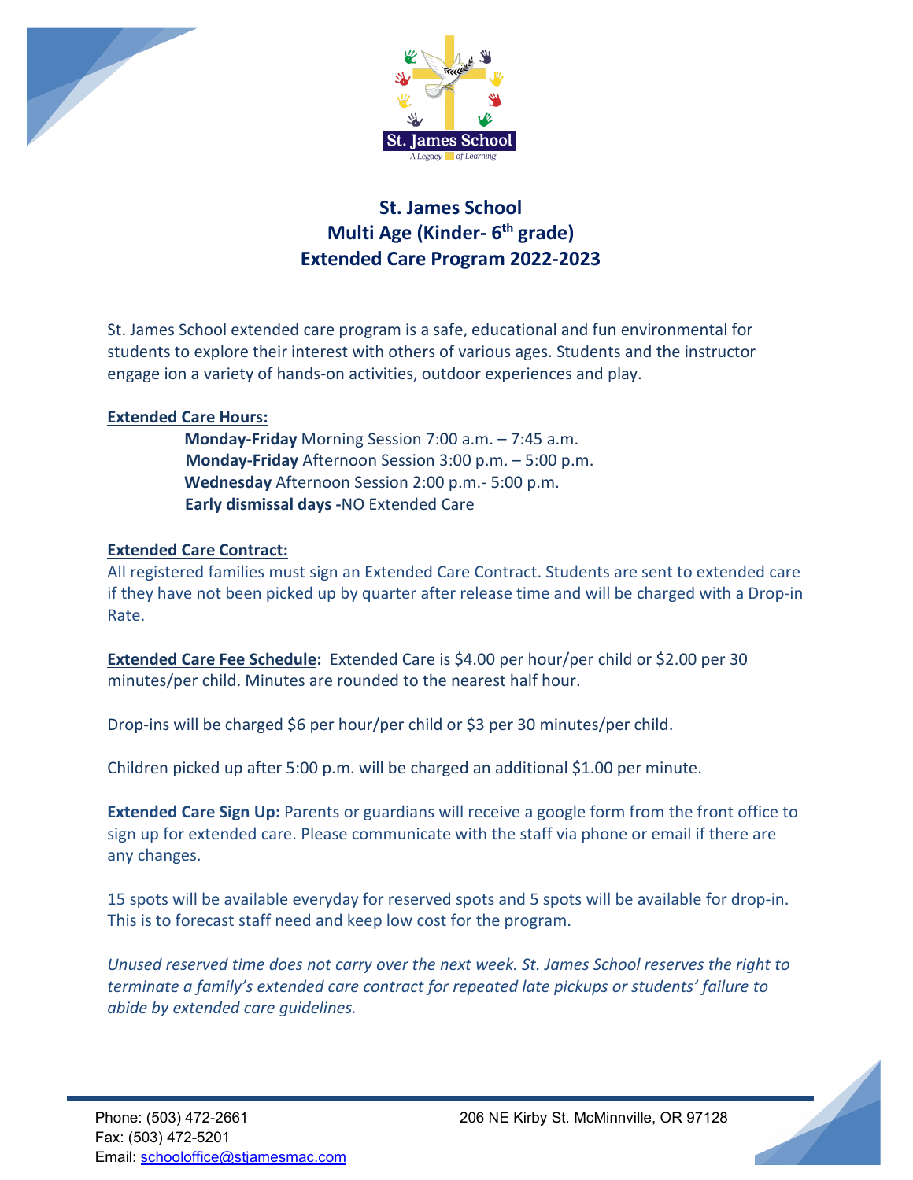St. James School

A Legacy of Learning

# St. James School
# Multi Age (Kinder- 6th grade)
# Extended Care Program 2022-2023

St. James School extended care program is a safe, educational and fun environmental for students to explore their interest with others of various ages. Students and the instructor engage ion a variety of hands-on activities, outdoor experiences and play.

**Extended Care Hours:**

**Monday-Friday** Morning Session 7:00 a.m. – 7:45 a.m.
**Monday-Friday** Afternoon Session 3:00 p.m. – 5:00 p.m.
**Wednesday** Afternoon Session 2:00 p.m.- 5:00 p.m.
**Early dismissal days -**NO Extended Care

**Extended Care Contract:**

All registered families must sign an Extended Care Contract. Students are sent to extended care if they have not been picked up by quarter after release time and will be charged with a Drop-in Rate.

**Extended Care Fee Schedule:** Extended Care is $4.00 per hour/per child or $2.00 per 30 minutes/per child. Minutes are rounded to the nearest half hour.

Drop-ins will be charged $6 per hour/per child or $3 per 30 minutes/per child.

Children picked up after 5:00 p.m. will be charged an additional $1.00 per minute.

**Extended Care Sign Up:** Parents or guardians will receive a google form from the front office to sign up for extended care. Please communicate with the staff via phone or email if there are any changes.

15 spots will be available everyday for reserved spots and 5 spots will be available for drop-in. This is to forecast staff need and keep low cost for the program.

*Unused reserved time does not carry over the next week. St. James School reserves the right to terminate a family's extended care contract for repeated late pickups or students' failure to abide by extended care guidelines.*

Phone: (503) 472-2661
Fax: (503) 472-5201
Email: schooloffice@stjamesmac.com

206 NE Kirby St. McMinnville, OR 97128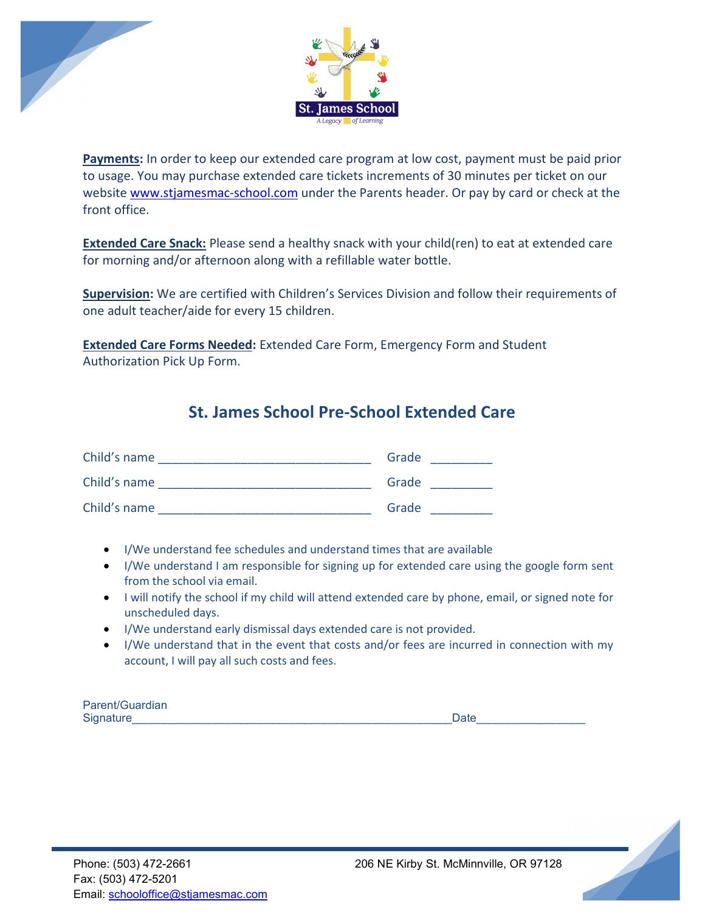St. James School

*A Legacy of Learning*

**Payments:** In order to keep our extended care program at low cost, payment must be paid prior to usage. You may purchase extended care tickets increments of 30 minutes per ticket on our website [www.stjamesmac-school.com](http://www.stjamesmac-school.com) under the Parents header. Or pay by card or check at the front office.

**Extended Care Snack:** Please send a healthy snack with your child(ren) to eat at extended care for morning and/or afternoon along with a refillable water bottle.

**Supervision:** We are certified with Children's Services Division and follow their requirements of one adult teacher/aide for every 15 children.

**Extended Care Forms Needed:** Extended Care Form, Emergency Form and Student Authorization Pick Up Form.

## St. James School Pre-School Extended Care

Child's name ______________________________ Grade _________

Child's name ______________________________ Grade _________

Child's name ______________________________ Grade _________

- I/We understand fee schedules and understand times that are available
- I/We understand I am responsible for signing up for extended care using the google form sent from the school via email.
- I will notify the school if my child will attend extended care by phone, email, or signed note for unscheduled days.
- I/We understand early dismissal days extended care is not provided.
- I/We understand that in the event that costs and/or fees are incurred in connection with my account, I will pay all such costs and fees.

Parent/Guardian
Signature_______________________________________________Date________________

Phone: (503) 472-2661
Fax: (503) 472-5201
Email: [schooloffice@stjamesmac.com](mailto:schooloffice@stjamesmac.com)

206 NE Kirby St. McMinnville, OR 97128